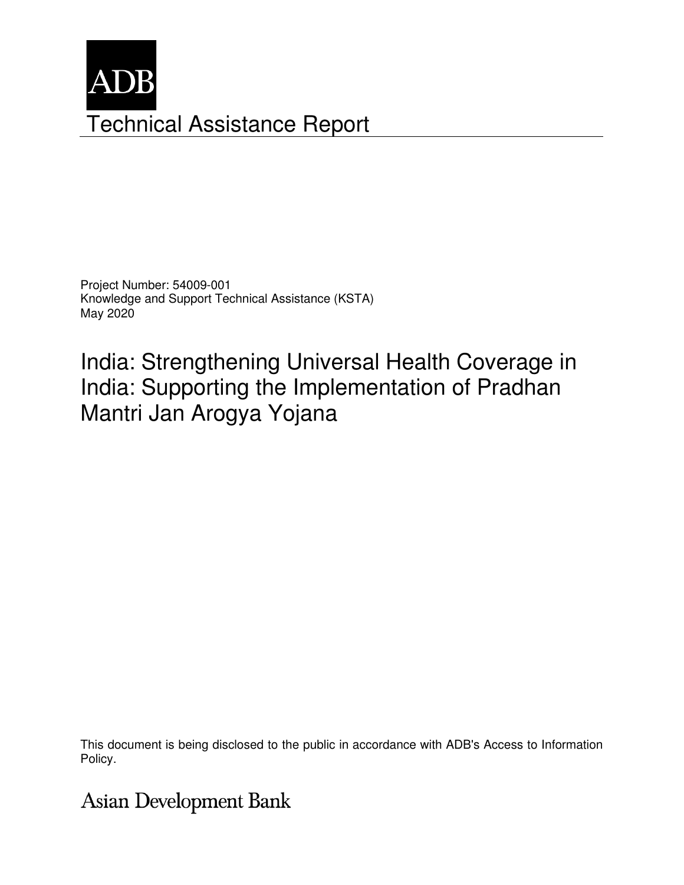ADB

# Technical Assistance Report

Project Number: 54009-001
Knowledge and Support Technical Assistance (KSTA)
May 2020

## India: Strengthening Universal Health Coverage in India: Supporting the Implementation of Pradhan Mantri Jan Arogya Yojana

This document is being disclosed to the public in accordance with ADB's Access to Information Policy.

Asian Development Bank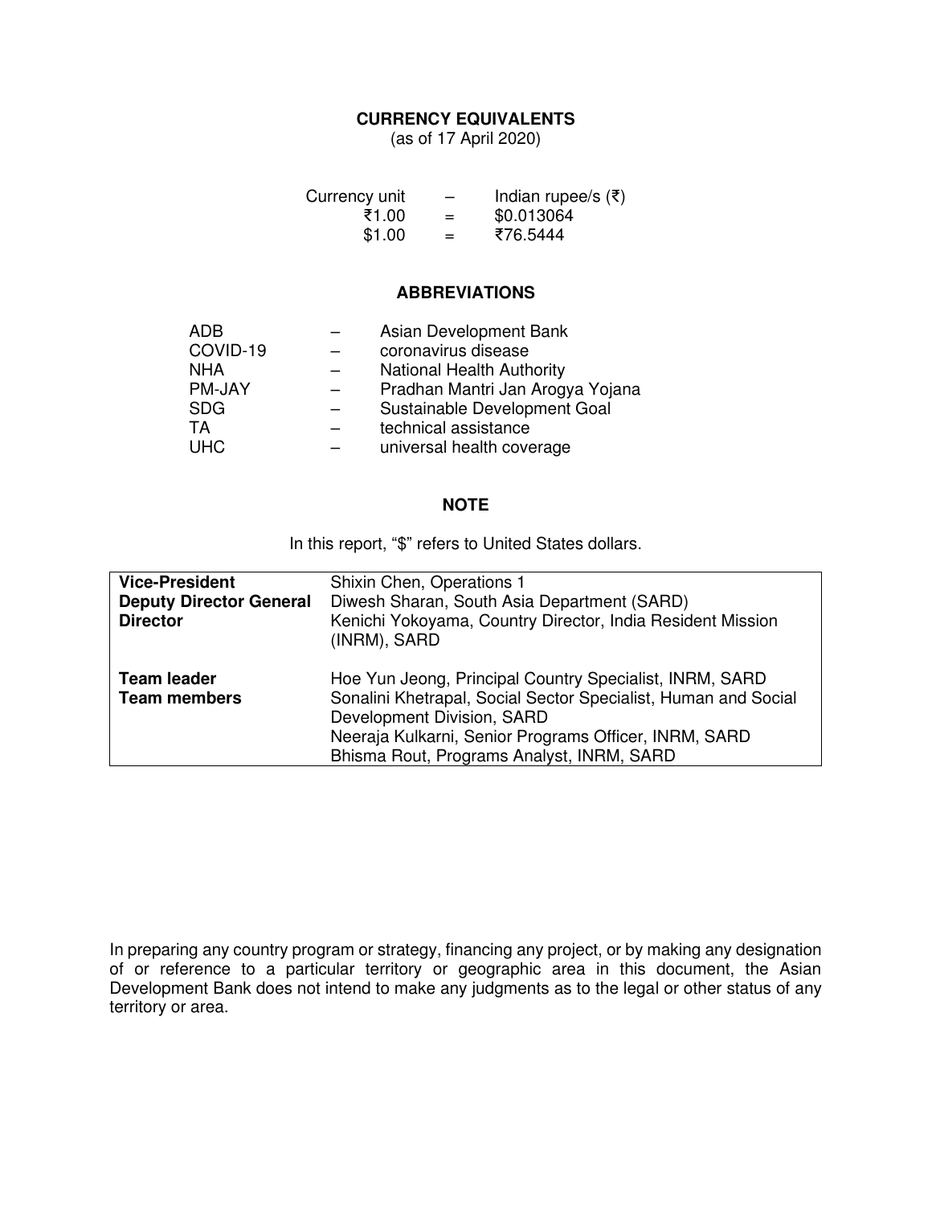## CURRENCY EQUIVALENTS

(as of 17 April 2020)

| Currency unit | – | Indian rupee/s (₹) |
|---|---|---|
| ₹1.00 | = | $0.013064 |
| $1.00 | = | ₹76.5444 |

## ABBREVIATIONS

| | | |
|---|---|---|
| ADB | – | Asian Development Bank |
| COVID-19 | – | coronavirus disease |
| NHA | – | National Health Authority |
| PM-JAY | – | Pradhan Mantri Jan Arogya Yojana |
| SDG | – | Sustainable Development Goal |
| TA | – | technical assistance |
| UHC | – | universal health coverage |

## NOTE

In this report, "$" refers to United States dollars.

| | |
|---|---|
| **Vice-President** | Shixin Chen, Operations 1 |
| **Deputy Director General** | Diwesh Sharan, South Asia Department (SARD) |
| **Director** | Kenichi Yokoyama, Country Director, India Resident Mission (INRM), SARD |
| **Team leader** | Hoe Yun Jeong, Principal Country Specialist, INRM, SARD |
| **Team members** | Sonalini Khetrapal, Social Sector Specialist, Human and Social Development Division, SARD<br>Neeraja Kulkarni, Senior Programs Officer, INRM, SARD<br>Bhisma Rout, Programs Analyst, INRM, SARD |

In preparing any country program or strategy, financing any project, or by making any designation of or reference to a particular territory or geographic area in this document, the Asian Development Bank does not intend to make any judgments as to the legal or other status of any territory or area.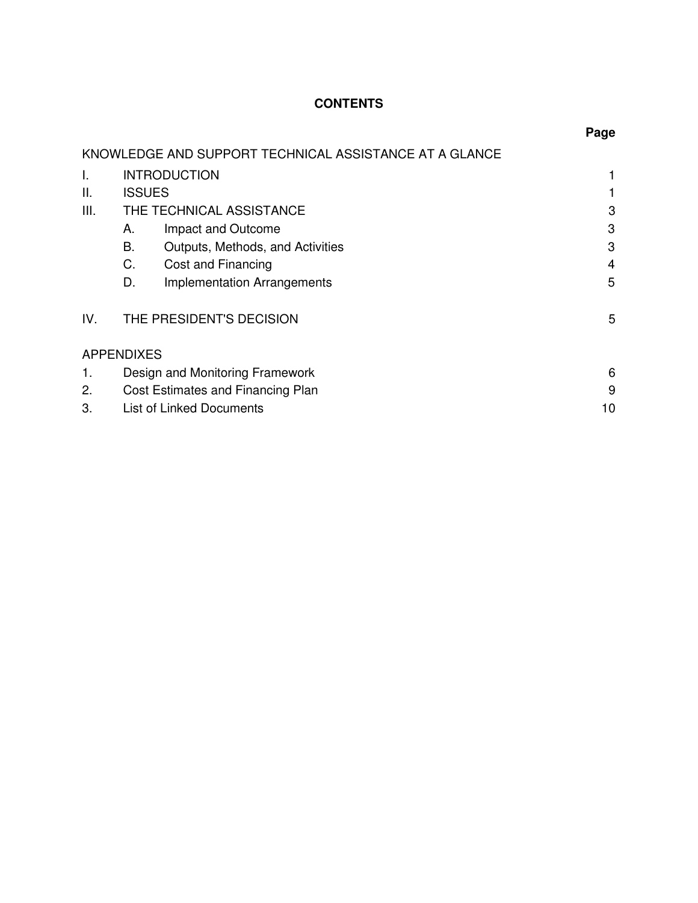# CONTENTS

| | | Page |
|---|---|---|
| KNOWLEDGE AND SUPPORT TECHNICAL ASSISTANCE AT A GLANCE | | |
| I. | INTRODUCTION | 1 |
| II. | ISSUES | 1 |
| III. | THE TECHNICAL ASSISTANCE | 3 |
| | A. Impact and Outcome | 3 |
| | B. Outputs, Methods, and Activities | 3 |
| | C. Cost and Financing | 4 |
| | D. Implementation Arrangements | 5 |
| IV. | THE PRESIDENT'S DECISION | 5 |
| APPENDIXES | | |
| 1. | Design and Monitoring Framework | 6 |
| 2. | Cost Estimates and Financing Plan | 9 |
| 3. | List of Linked Documents | 10 |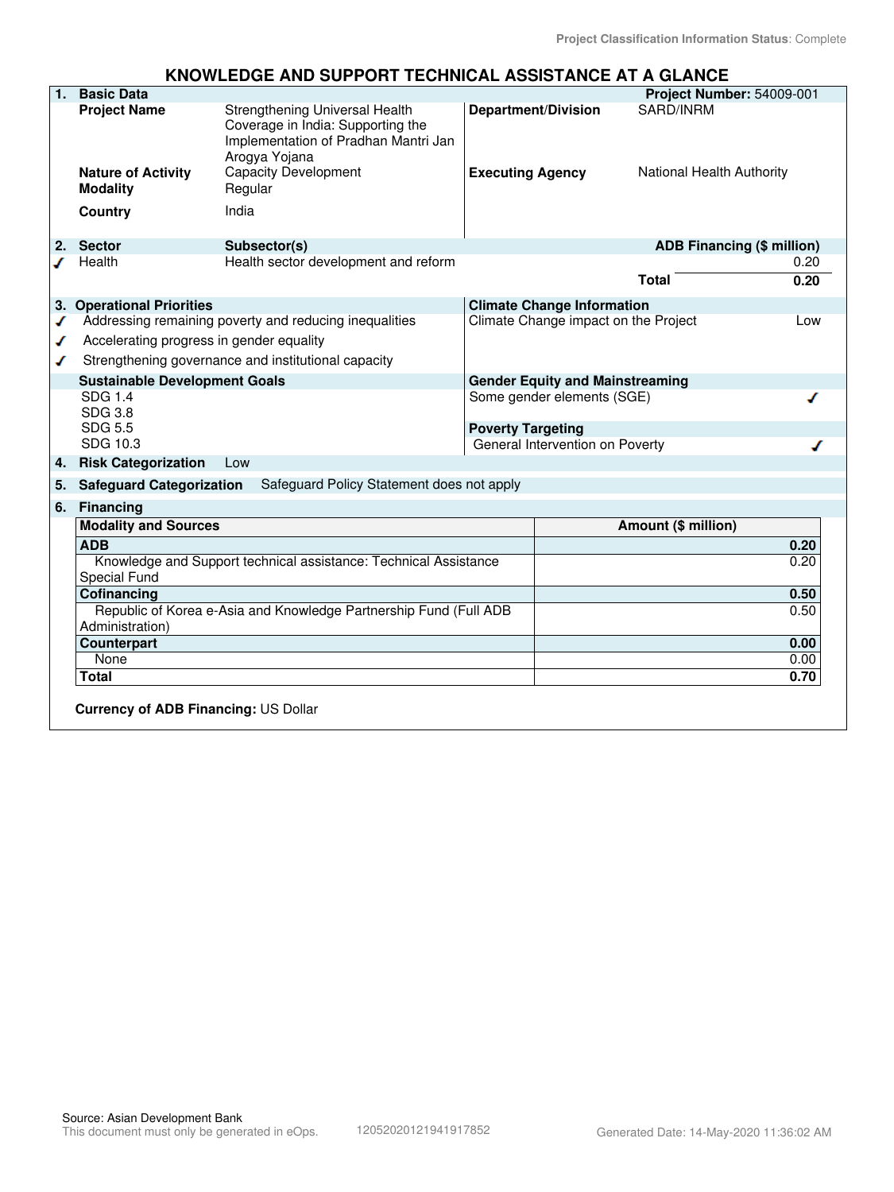Project Classification Information Status: Complete

# KNOWLEDGE AND SUPPORT TECHNICAL ASSISTANCE AT A GLANCE

**1. Basic Data** — **Project Number:** 54009-001

| | | | |
|---|---|---|---|
| **Project Name** | Strengthening Universal Health Coverage in India: Supporting the Implementation of Pradhan Mantri Jan Arogya Yojana | **Department/Division** | SARD/INRM |
| **Nature of Activity** | Capacity Development | **Executing Agency** | National Health Authority |
| **Modality** | Regular | | |
| **Country** | India | | |

**2. Sector**

| | Sector | Subsector(s) | ADB Financing ($ million) |
|---|---|---|---|
| ✓ | Health | Health sector development and reform | 0.20 |
| | | **Total** | **0.20** |

**3. Operational Priorities**

- ✓ Addressing remaining poverty and reducing inequalities
- ✓ Accelerating progress in gender equality
- ✓ Strengthening governance and institutional capacity

**Climate Change Information**

Climate Change impact on the Project: Low

**Sustainable Development Goals**

SDG 1.4
SDG 3.8
SDG 5.5
SDG 10.3

**Gender Equity and Mainstreaming**

Some gender elements (SGE) ✓

**Poverty Targeting**

General Intervention on Poverty ✓

**4. Risk Categorization** Low

**5. Safeguard Categorization** Safeguard Policy Statement does not apply

**6. Financing**

| Modality and Sources | Amount ($ million) |
|---|---|
| **ADB** | **0.20** |
| Knowledge and Support technical assistance: Technical Assistance Special Fund | 0.20 |
| **Cofinancing** | **0.50** |
| Republic of Korea e-Asia and Knowledge Partnership Fund (Full ADB Administration) | 0.50 |
| **Counterpart** | **0.00** |
| None | 0.00 |
| **Total** | **0.70** |

**Currency of ADB Financing:** US Dollar

Source: Asian Development Bank
This document must only be generated in eOps. 12052020121941917852 Generated Date: 14-May-2020 11:36:02 AM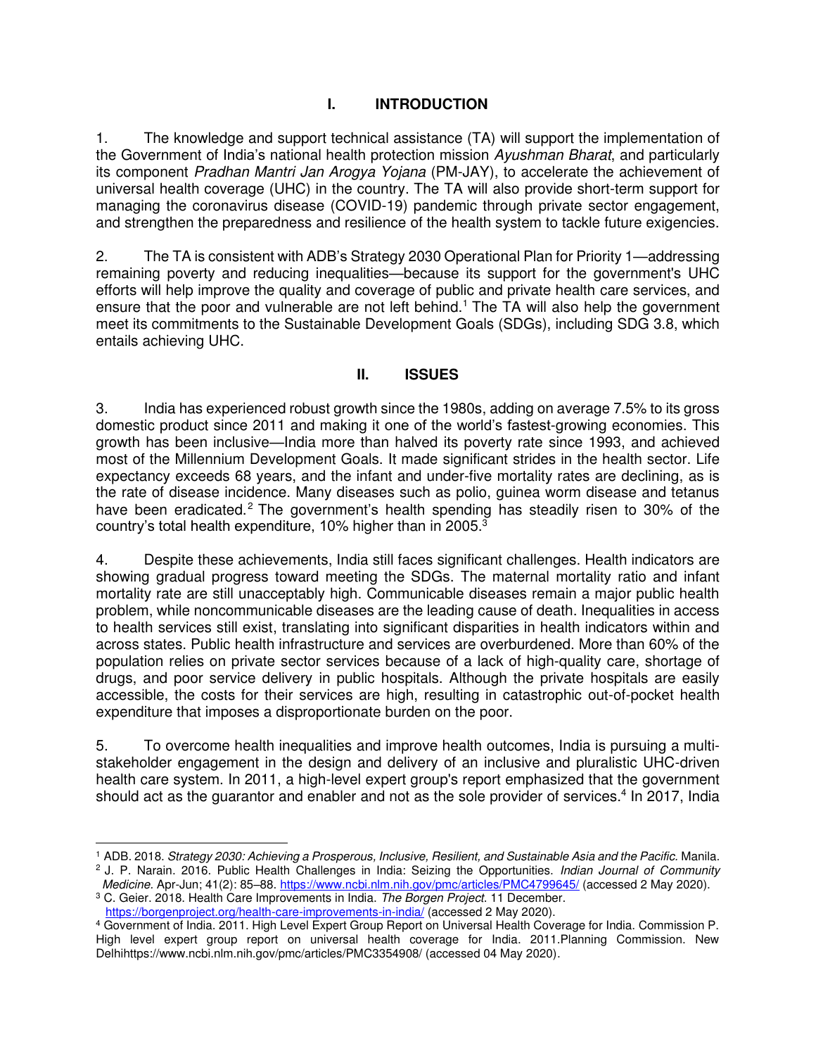# I. INTRODUCTION

1. The knowledge and support technical assistance (TA) will support the implementation of the Government of India's national health protection mission *Ayushman Bharat*, and particularly its component *Pradhan Mantri Jan Arogya Yojana* (PM-JAY), to accelerate the achievement of universal health coverage (UHC) in the country. The TA will also provide short-term support for managing the coronavirus disease (COVID-19) pandemic through private sector engagement, and strengthen the preparedness and resilience of the health system to tackle future exigencies.

2. The TA is consistent with ADB's Strategy 2030 Operational Plan for Priority 1—addressing remaining poverty and reducing inequalities—because its support for the government's UHC efforts will help improve the quality and coverage of public and private health care services, and ensure that the poor and vulnerable are not left behind.[1] The TA will also help the government meet its commitments to the Sustainable Development Goals (SDGs), including SDG 3.8, which entails achieving UHC.

# II. ISSUES

3. India has experienced robust growth since the 1980s, adding on average 7.5% to its gross domestic product since 2011 and making it one of the world's fastest-growing economies. This growth has been inclusive—India more than halved its poverty rate since 1993, and achieved most of the Millennium Development Goals. It made significant strides in the health sector. Life expectancy exceeds 68 years, and the infant and under-five mortality rates are declining, as is the rate of disease incidence. Many diseases such as polio, guinea worm disease and tetanus have been eradicated.[2] The government's health spending has steadily risen to 30% of the country's total health expenditure, 10% higher than in 2005.[3]

4. Despite these achievements, India still faces significant challenges. Health indicators are showing gradual progress toward meeting the SDGs. The maternal mortality ratio and infant mortality rate are still unacceptably high. Communicable diseases remain a major public health problem, while noncommunicable diseases are the leading cause of death. Inequalities in access to health services still exist, translating into significant disparities in health indicators within and across states. Public health infrastructure and services are overburdened. More than 60% of the population relies on private sector services because of a lack of high-quality care, shortage of drugs, and poor service delivery in public hospitals. Although the private hospitals are easily accessible, the costs for their services are high, resulting in catastrophic out-of-pocket health expenditure that imposes a disproportionate burden on the poor.

5. To overcome health inequalities and improve health outcomes, India is pursuing a multi-stakeholder engagement in the design and delivery of an inclusive and pluralistic UHC-driven health care system. In 2011, a high-level expert group's report emphasized that the government should act as the guarantor and enabler and not as the sole provider of services.[4] In 2017, India

---

[1] ADB. 2018. *Strategy 2030: Achieving a Prosperous, Inclusive, Resilient, and Sustainable Asia and the Pacific.* Manila.

[2] J. P. Narain. 2016. Public Health Challenges in India: Seizing the Opportunities. *Indian Journal of Community Medicine.* Apr-Jun; 41(2): 85–88. https://www.ncbi.nlm.nih.gov/pmc/articles/PMC4799645/ (accessed 2 May 2020).

[3] C. Geier. 2018. Health Care Improvements in India. *The Borgen Project.* 11 December. https://borgenproject.org/health-care-improvements-in-india/ (accessed 2 May 2020).

[4] Government of India. 2011. High Level Expert Group Report on Universal Health Coverage for India. Commission P. High level expert group report on universal health coverage for India. 2011.Planning Commission. New Delhihttps://www.ncbi.nlm.nih.gov/pmc/articles/PMC3354908/ (accessed 04 May 2020).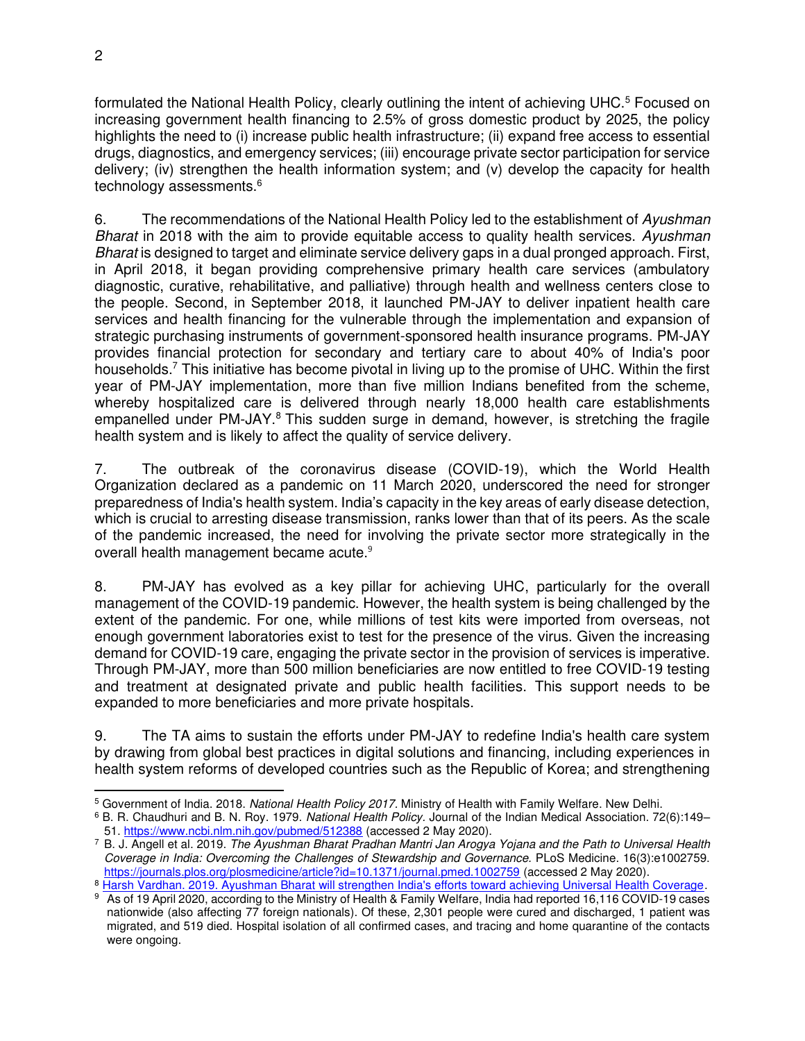formulated the National Health Policy, clearly outlining the intent of achieving UHC.[5] Focused on increasing government health financing to 2.5% of gross domestic product by 2025, the policy highlights the need to (i) increase public health infrastructure; (ii) expand free access to essential drugs, diagnostics, and emergency services; (iii) encourage private sector participation for service delivery; (iv) strengthen the health information system; and (v) develop the capacity for health technology assessments.[6]

6. The recommendations of the National Health Policy led to the establishment of *Ayushman Bharat* in 2018 with the aim to provide equitable access to quality health services. *Ayushman Bharat* is designed to target and eliminate service delivery gaps in a dual pronged approach. First, in April 2018, it began providing comprehensive primary health care services (ambulatory diagnostic, curative, rehabilitative, and palliative) through health and wellness centers close to the people. Second, in September 2018, it launched PM-JAY to deliver inpatient health care services and health financing for the vulnerable through the implementation and expansion of strategic purchasing instruments of government-sponsored health insurance programs. PM-JAY provides financial protection for secondary and tertiary care to about 40% of India's poor households.[7] This initiative has become pivotal in living up to the promise of UHC. Within the first year of PM-JAY implementation, more than five million Indians benefited from the scheme, whereby hospitalized care is delivered through nearly 18,000 health care establishments empanelled under PM-JAY.[8] This sudden surge in demand, however, is stretching the fragile health system and is likely to affect the quality of service delivery.

7. The outbreak of the coronavirus disease (COVID-19), which the World Health Organization declared as a pandemic on 11 March 2020, underscored the need for stronger preparedness of India's health system. India's capacity in the key areas of early disease detection, which is crucial to arresting disease transmission, ranks lower than that of its peers. As the scale of the pandemic increased, the need for involving the private sector more strategically in the overall health management became acute.[9]

8. PM-JAY has evolved as a key pillar for achieving UHC, particularly for the overall management of the COVID-19 pandemic. However, the health system is being challenged by the extent of the pandemic. For one, while millions of test kits were imported from overseas, not enough government laboratories exist to test for the presence of the virus. Given the increasing demand for COVID-19 care, engaging the private sector in the provision of services is imperative. Through PM-JAY, more than 500 million beneficiaries are now entitled to free COVID-19 testing and treatment at designated private and public health facilities. This support needs to be expanded to more beneficiaries and more private hospitals.

9. The TA aims to sustain the efforts under PM-JAY to redefine India's health care system by drawing from global best practices in digital solutions and financing, including experiences in health system reforms of developed countries such as the Republic of Korea; and strengthening

---

[5] Government of India. 2018. *National Health Policy 2017*. Ministry of Health with Family Welfare. New Delhi.

[6] B. R. Chaudhuri and B. N. Roy. 1979. *National Health Policy*. Journal of the Indian Medical Association. 72(6):149–51. https://www.ncbi.nlm.nih.gov/pubmed/512388 (accessed 2 May 2020).

[7] B. J. Angell et al. 2019. *The Ayushman Bharat Pradhan Mantri Jan Arogya Yojana and the Path to Universal Health Coverage in India: Overcoming the Challenges of Stewardship and Governance.* PLoS Medicine. 16(3):e1002759. https://journals.plos.org/plosmedicine/article?id=10.1371/journal.pmed.1002759 (accessed 2 May 2020).

[8] Harsh Vardhan. 2019. Ayushman Bharat will strengthen India's efforts toward achieving Universal Health Coverage.

[9] As of 19 April 2020, according to the Ministry of Health & Family Welfare, India had reported 16,116 COVID-19 cases nationwide (also affecting 77 foreign nationals). Of these, 2,301 people were cured and discharged, 1 patient was migrated, and 519 died. Hospital isolation of all confirmed cases, and tracing and home quarantine of the contacts were ongoing.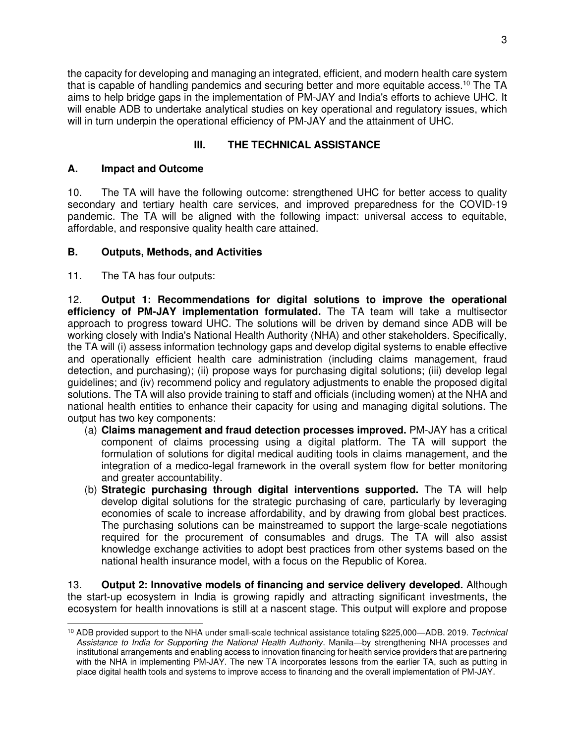the capacity for developing and managing an integrated, efficient, and modern health care system that is capable of handling pandemics and securing better and more equitable access.[10] The TA aims to help bridge gaps in the implementation of PM-JAY and India's efforts to achieve UHC. It will enable ADB to undertake analytical studies on key operational and regulatory issues, which will in turn underpin the operational efficiency of PM-JAY and the attainment of UHC.

## III. THE TECHNICAL ASSISTANCE

### A. Impact and Outcome

10. The TA will have the following outcome: strengthened UHC for better access to quality secondary and tertiary health care services, and improved preparedness for the COVID-19 pandemic. The TA will be aligned with the following impact: universal access to equitable, affordable, and responsive quality health care attained.

### B. Outputs, Methods, and Activities

11. The TA has four outputs:

12. **Output 1: Recommendations for digital solutions to improve the operational efficiency of PM-JAY implementation formulated.** The TA team will take a multisector approach to progress toward UHC. The solutions will be driven by demand since ADB will be working closely with India's National Health Authority (NHA) and other stakeholders. Specifically, the TA will (i) assess information technology gaps and develop digital systems to enable effective and operationally efficient health care administration (including claims management, fraud detection, and purchasing); (ii) propose ways for purchasing digital solutions; (iii) develop legal guidelines; and (iv) recommend policy and regulatory adjustments to enable the proposed digital solutions. The TA will also provide training to staff and officials (including women) at the NHA and national health entities to enhance their capacity for using and managing digital solutions. The output has two key components:

(a) **Claims management and fraud detection processes improved.** PM-JAY has a critical component of claims processing using a digital platform. The TA will support the formulation of solutions for digital medical auditing tools in claims management, and the integration of a medico-legal framework in the overall system flow for better monitoring and greater accountability.

(b) **Strategic purchasing through digital interventions supported.** The TA will help develop digital solutions for the strategic purchasing of care, particularly by leveraging economies of scale to increase affordability, and by drawing from global best practices. The purchasing solutions can be mainstreamed to support the large-scale negotiations required for the procurement of consumables and drugs. The TA will also assist knowledge exchange activities to adopt best practices from other systems based on the national health insurance model, with a focus on the Republic of Korea.

13. **Output 2: Innovative models of financing and service delivery developed.** Although the start-up ecosystem in India is growing rapidly and attracting significant investments, the ecosystem for health innovations is still at a nascent stage. This output will explore and propose

[10] ADB provided support to the NHA under small-scale technical assistance totaling $225,000—ADB. 2019. *Technical Assistance to India for Supporting the National Health Authority*. Manila—by strengthening NHA processes and institutional arrangements and enabling access to innovation financing for health service providers that are partnering with the NHA in implementing PM-JAY. The new TA incorporates lessons from the earlier TA, such as putting in place digital health tools and systems to improve access to financing and the overall implementation of PM-JAY.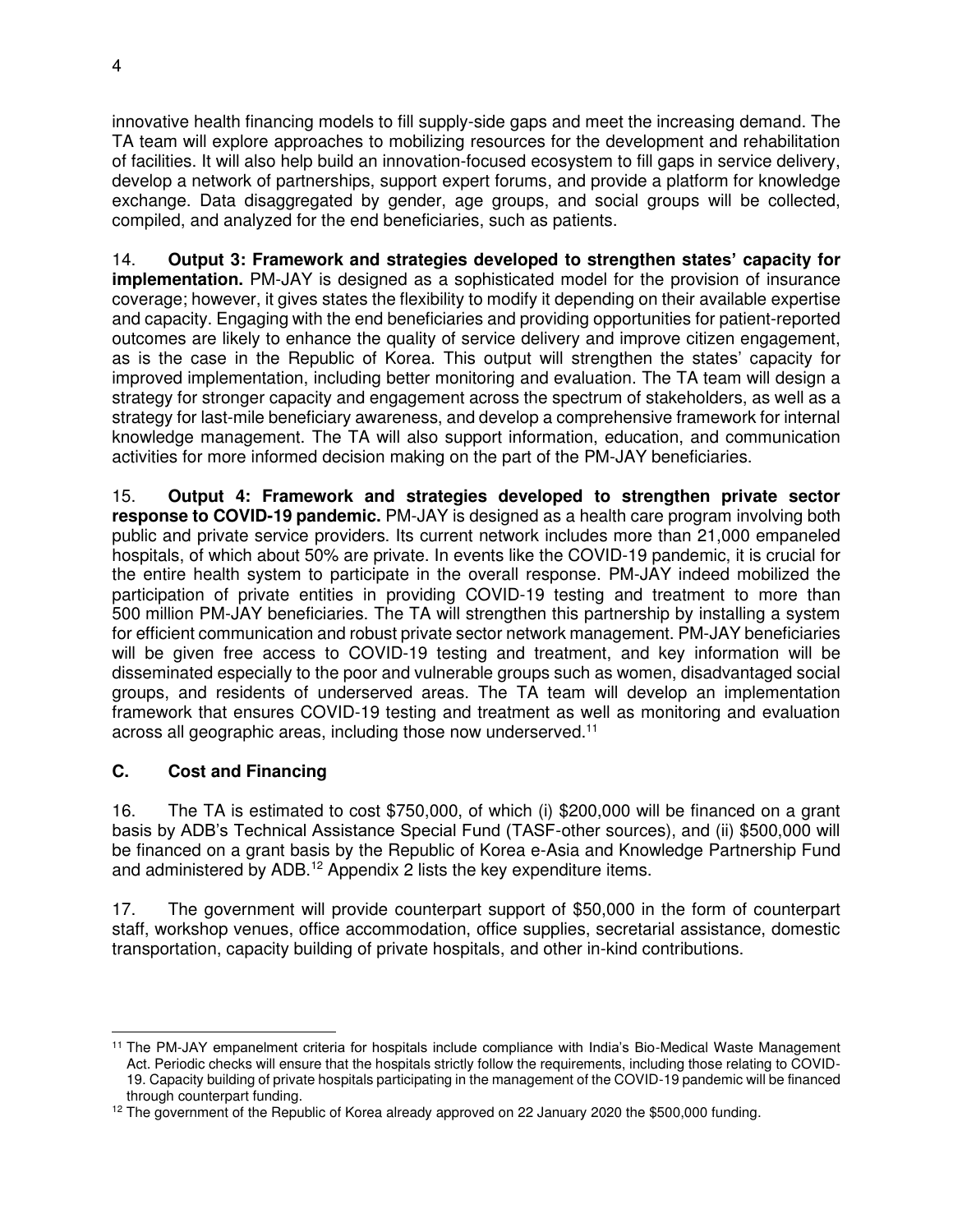innovative health financing models to fill supply-side gaps and meet the increasing demand. The TA team will explore approaches to mobilizing resources for the development and rehabilitation of facilities. It will also help build an innovation-focused ecosystem to fill gaps in service delivery, develop a network of partnerships, support expert forums, and provide a platform for knowledge exchange. Data disaggregated by gender, age groups, and social groups will be collected, compiled, and analyzed for the end beneficiaries, such as patients.

14. **Output 3: Framework and strategies developed to strengthen states' capacity for implementation.** PM-JAY is designed as a sophisticated model for the provision of insurance coverage; however, it gives states the flexibility to modify it depending on their available expertise and capacity. Engaging with the end beneficiaries and providing opportunities for patient-reported outcomes are likely to enhance the quality of service delivery and improve citizen engagement, as is the case in the Republic of Korea. This output will strengthen the states' capacity for improved implementation, including better monitoring and evaluation. The TA team will design a strategy for stronger capacity and engagement across the spectrum of stakeholders, as well as a strategy for last-mile beneficiary awareness, and develop a comprehensive framework for internal knowledge management. The TA will also support information, education, and communication activities for more informed decision making on the part of the PM-JAY beneficiaries.

15. **Output 4: Framework and strategies developed to strengthen private sector response to COVID-19 pandemic.** PM-JAY is designed as a health care program involving both public and private service providers. Its current network includes more than 21,000 empaneled hospitals, of which about 50% are private. In events like the COVID-19 pandemic, it is crucial for the entire health system to participate in the overall response. PM-JAY indeed mobilized the participation of private entities in providing COVID-19 testing and treatment to more than 500 million PM-JAY beneficiaries. The TA will strengthen this partnership by installing a system for efficient communication and robust private sector network management. PM-JAY beneficiaries will be given free access to COVID-19 testing and treatment, and key information will be disseminated especially to the poor and vulnerable groups such as women, disadvantaged social groups, and residents of underserved areas. The TA team will develop an implementation framework that ensures COVID-19 testing and treatment as well as monitoring and evaluation across all geographic areas, including those now underserved.[11]

### C. Cost and Financing

16. The TA is estimated to cost $750,000, of which (i) $200,000 will be financed on a grant basis by ADB's Technical Assistance Special Fund (TASF-other sources), and (ii) $500,000 will be financed on a grant basis by the Republic of Korea e-Asia and Knowledge Partnership Fund and administered by ADB.[12] Appendix 2 lists the key expenditure items.

17. The government will provide counterpart support of $50,000 in the form of counterpart staff, workshop venues, office accommodation, office supplies, secretarial assistance, domestic transportation, capacity building of private hospitals, and other in-kind contributions.

---

[11] The PM-JAY empanelment criteria for hospitals include compliance with India's Bio-Medical Waste Management Act. Periodic checks will ensure that the hospitals strictly follow the requirements, including those relating to COVID-19. Capacity building of private hospitals participating in the management of the COVID-19 pandemic will be financed through counterpart funding.

[12] The government of the Republic of Korea already approved on 22 January 2020 the $500,000 funding.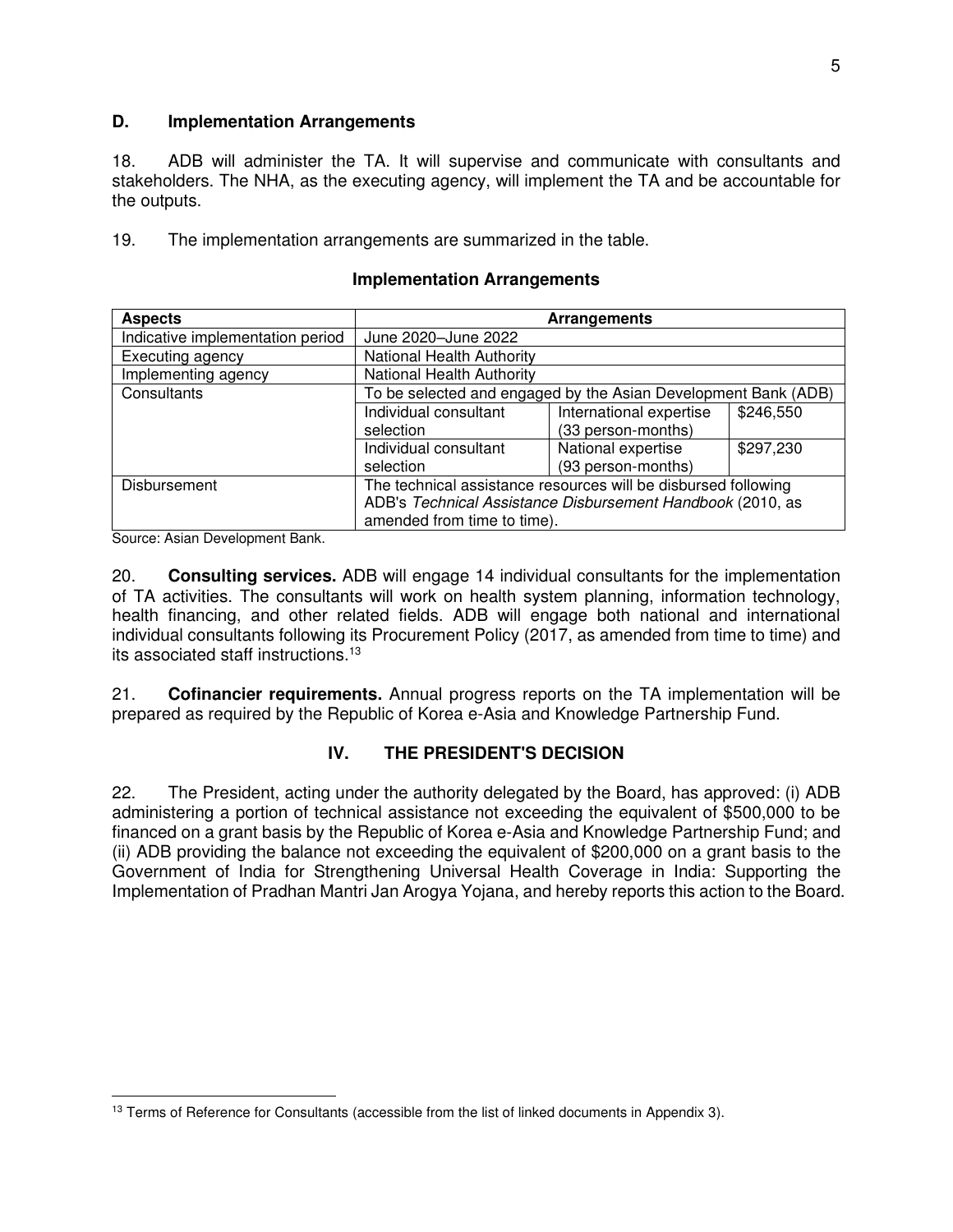### D. Implementation Arrangements

18. ADB will administer the TA. It will supervise and communicate with consultants and stakeholders. The NHA, as the executing agency, will implement the TA and be accountable for the outputs.

19. The implementation arrangements are summarized in the table.

**Implementation Arrangements**

| Aspects | Arrangements | | |
|---|---|---|---|
| Indicative implementation period | June 2020–June 2022 | | |
| Executing agency | National Health Authority | | |
| Implementing agency | National Health Authority | | |
| Consultants | To be selected and engaged by the Asian Development Bank (ADB) | | |
| | Individual consultant selection | International expertise (33 person-months) | $246,550 |
| | Individual consultant selection | National expertise (93 person-months) | $297,230 |
| Disbursement | The technical assistance resources will be disbursed following ADB's *Technical Assistance Disbursement Handbook* (2010, as amended from time to time). | | |

Source: Asian Development Bank.

20. **Consulting services.** ADB will engage 14 individual consultants for the implementation of TA activities. The consultants will work on health system planning, information technology, health financing, and other related fields. ADB will engage both national and international individual consultants following its Procurement Policy (2017, as amended from time to time) and its associated staff instructions.[13]

21. **Cofinancier requirements.** Annual progress reports on the TA implementation will be prepared as required by the Republic of Korea e-Asia and Knowledge Partnership Fund.

## IV. THE PRESIDENT'S DECISION

22. The President, acting under the authority delegated by the Board, has approved: (i) ADB administering a portion of technical assistance not exceeding the equivalent of $500,000 to be financed on a grant basis by the Republic of Korea e-Asia and Knowledge Partnership Fund; and (ii) ADB providing the balance not exceeding the equivalent of $200,000 on a grant basis to the Government of India for Strengthening Universal Health Coverage in India: Supporting the Implementation of Pradhan Mantri Jan Arogya Yojana, and hereby reports this action to the Board.

[13] Terms of Reference for Consultants (accessible from the list of linked documents in Appendix 3).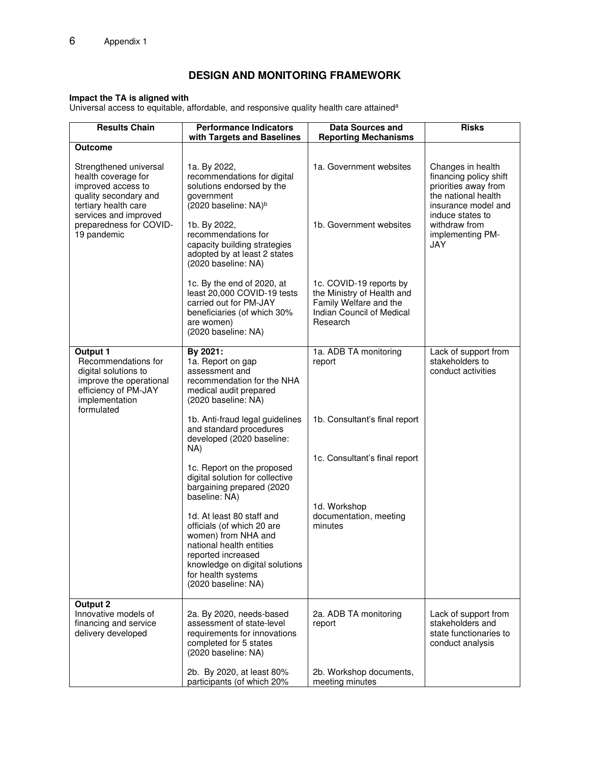## DESIGN AND MONITORING FRAMEWORK

**Impact the TA is aligned with**

Universal access to equitable, affordable, and responsive quality health care attained[a]

| Results Chain | Performance Indicators with Targets and Baselines | Data Sources and Reporting Mechanisms | Risks |
|---|---|---|---|
| **Outcome** | | | |
| Strengthened universal health coverage for improved access to quality secondary and tertiary health care services and improved preparedness for COVID-19 pandemic | 1a. By 2022, recommendations for digital solutions endorsed by the government (2020 baseline: NA)[b] | 1a. Government websites | Changes in health financing policy shift priorities away from the national health insurance model and induce states to withdraw from implementing PM-JAY |
| | 1b. By 2022, recommendations for capacity building strategies adopted by at least 2 states (2020 baseline: NA) | 1b. Government websites | |
| | 1c. By the end of 2020, at least 20,000 COVID-19 tests carried out for PM-JAY beneficiaries (of which 30% are women) (2020 baseline: NA) | 1c. COVID-19 reports by the Ministry of Health and Family Welfare and the Indian Council of Medical Research | |
| **Output 1** Recommendations for digital solutions to improve the operational efficiency of PM-JAY implementation formulated | **By 2021:** 1a. Report on gap assessment and recommendation for the NHA medical audit prepared (2020 baseline: NA) | 1a. ADB TA monitoring report | Lack of support from stakeholders to conduct activities |
| | 1b. Anti-fraud legal guidelines and standard procedures developed (2020 baseline: NA) | 1b. Consultant's final report | |
| | 1c. Report on the proposed digital solution for collective bargaining prepared (2020 baseline: NA) | 1c. Consultant's final report | |
| | 1d. At least 80 staff and officials (of which 20 are women) from NHA and national health entities reported increased knowledge on digital solutions for health systems (2020 baseline: NA) | 1d. Workshop documentation, meeting minutes | |
| **Output 2** Innovative models of financing and service delivery developed | 2a. By 2020, needs-based assessment of state-level requirements for innovations completed for 5 states (2020 baseline: NA) | 2a. ADB TA monitoring report | Lack of support from stakeholders and state functionaries to conduct analysis |
| | 2b. By 2020, at least 80% participants (of which 20% | 2b. Workshop documents, meeting minutes | |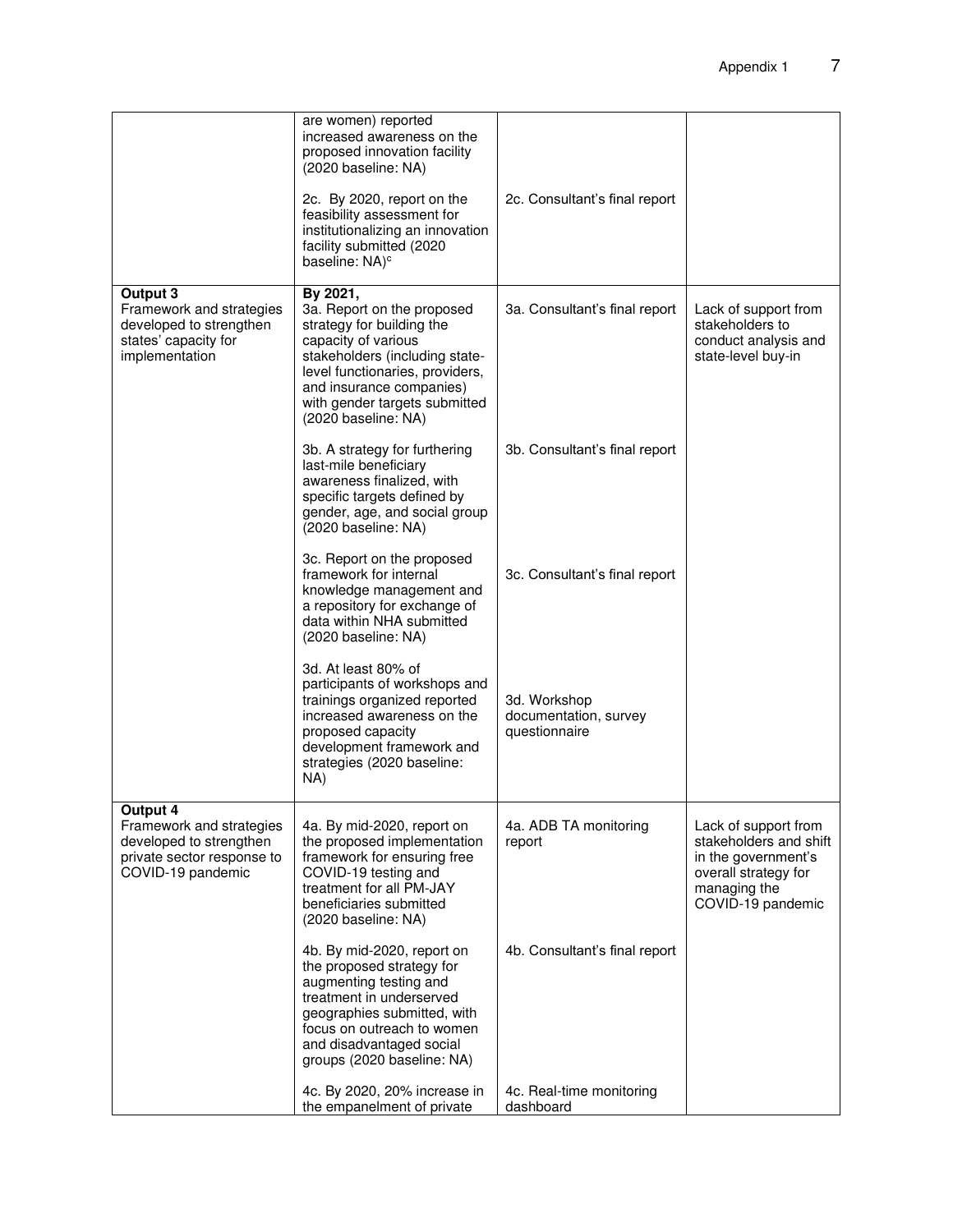| | | | |
|---|---|---|---|
| | are women) reported increased awareness on the proposed innovation facility (2020 baseline: NA) | | |
| | 2c. By 2020, report on the feasibility assessment for institutionalizing an innovation facility submitted (2020 baseline: NA)[c] | 2c. Consultant's final report | |
| **Output 3**<br>Framework and strategies developed to strengthen states' capacity for implementation | **By 2021,**<br>3a. Report on the proposed strategy for building the capacity of various stakeholders (including state-level functionaries, providers, and insurance companies) with gender targets submitted (2020 baseline: NA) | 3a. Consultant's final report | Lack of support from stakeholders to conduct analysis and state-level buy-in |
| | 3b. A strategy for furthering last-mile beneficiary awareness finalized, with specific targets defined by gender, age, and social group (2020 baseline: NA) | 3b. Consultant's final report | |
| | 3c. Report on the proposed framework for internal knowledge management and a repository for exchange of data within NHA submitted (2020 baseline: NA) | 3c. Consultant's final report | |
| | 3d. At least 80% of participants of workshops and trainings organized reported increased awareness on the proposed capacity development framework and strategies (2020 baseline: NA) | 3d. Workshop documentation, survey questionnaire | |
| **Output 4**<br>Framework and strategies developed to strengthen private sector response to COVID-19 pandemic | 4a. By mid-2020, report on the proposed implementation framework for ensuring free COVID-19 testing and treatment for all PM-JAY beneficiaries submitted (2020 baseline: NA) | 4a. ADB TA monitoring report | Lack of support from stakeholders and shift in the government's overall strategy for managing the COVID-19 pandemic |
| | 4b. By mid-2020, report on the proposed strategy for augmenting testing and treatment in underserved geographies submitted, with focus on outreach to women and disadvantaged social groups (2020 baseline: NA) | 4b. Consultant's final report | |
| | 4c. By 2020, 20% increase in the empanelment of private | 4c. Real-time monitoring dashboard | |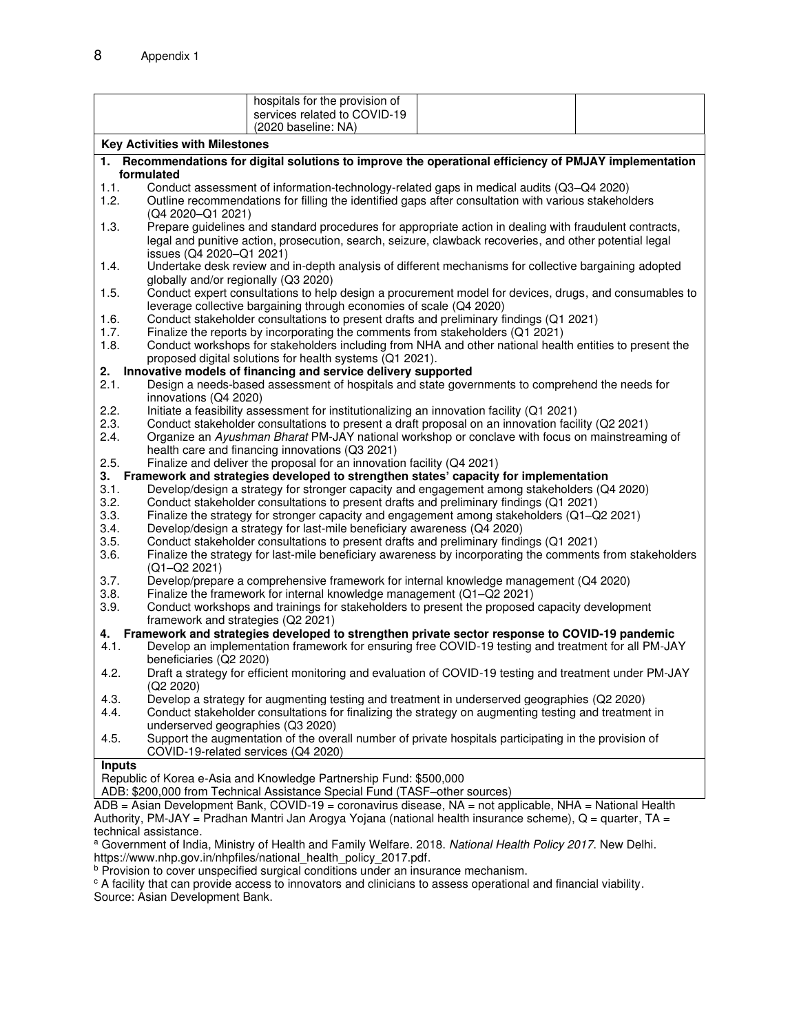| | hospitals for the provision of services related to COVID-19 (2020 baseline: NA) | | |
|---|---|---|---|

**Key Activities with Milestones**

**1. Recommendations for digital solutions to improve the operational efficiency of PMJAY implementation formulated**

1.1. Conduct assessment of information-technology-related gaps in medical audits (Q3–Q4 2020)
1.2. Outline recommendations for filling the identified gaps after consultation with various stakeholders (Q4 2020–Q1 2021)
1.3. Prepare guidelines and standard procedures for appropriate action in dealing with fraudulent contracts, legal and punitive action, prosecution, search, seizure, clawback recoveries, and other potential legal issues (Q4 2020–Q1 2021)
1.4. Undertake desk review and in-depth analysis of different mechanisms for collective bargaining adopted globally and/or regionally (Q3 2020)
1.5. Conduct expert consultations to help design a procurement model for devices, drugs, and consumables to leverage collective bargaining through economies of scale (Q4 2020)
1.6. Conduct stakeholder consultations to present drafts and preliminary findings (Q1 2021)
1.7. Finalize the reports by incorporating the comments from stakeholders (Q1 2021)
1.8. Conduct workshops for stakeholders including from NHA and other national health entities to present the proposed digital solutions for health systems (Q1 2021).

**2. Innovative models of financing and service delivery supported**

2.1. Design a needs-based assessment of hospitals and state governments to comprehend the needs for innovations (Q4 2020)
2.2. Initiate a feasibility assessment for institutionalizing an innovation facility (Q1 2021)
2.3. Conduct stakeholder consultations to present a draft proposal on an innovation facility (Q2 2021)
2.4. Organize an *Ayushman Bharat* PM-JAY national workshop or conclave with focus on mainstreaming of health care and financing innovations (Q3 2021)
2.5. Finalize and deliver the proposal for an innovation facility (Q4 2021)

**3. Framework and strategies developed to strengthen states' capacity for implementation**

3.1. Develop/design a strategy for stronger capacity and engagement among stakeholders (Q4 2020)
3.2. Conduct stakeholder consultations to present drafts and preliminary findings (Q1 2021)
3.3. Finalize the strategy for stronger capacity and engagement among stakeholders (Q1–Q2 2021)
3.4. Develop/design a strategy for last-mile beneficiary awareness (Q4 2020)
3.5. Conduct stakeholder consultations to present drafts and preliminary findings (Q1 2021)
3.6. Finalize the strategy for last-mile beneficiary awareness by incorporating the comments from stakeholders (Q1–Q2 2021)
3.7. Develop/prepare a comprehensive framework for internal knowledge management (Q4 2020)
3.8. Finalize the framework for internal knowledge management (Q1–Q2 2021)
3.9. Conduct workshops and trainings for stakeholders to present the proposed capacity development framework and strategies (Q2 2021)

**4. Framework and strategies developed to strengthen private sector response to COVID-19 pandemic**

4.1. Develop an implementation framework for ensuring free COVID-19 testing and treatment for all PM-JAY beneficiaries (Q2 2020)
4.2. Draft a strategy for efficient monitoring and evaluation of COVID-19 testing and treatment under PM-JAY (Q2 2020)
4.3. Develop a strategy for augmenting testing and treatment in underserved geographies (Q2 2020)
4.4. Conduct stakeholder consultations for finalizing the strategy on augmenting testing and treatment in underserved geographies (Q3 2020)
4.5. Support the augmentation of the overall number of private hospitals participating in the provision of COVID-19-related services (Q4 2020)

**Inputs**

Republic of Korea e-Asia and Knowledge Partnership Fund: $500,000
ADB: $200,000 from Technical Assistance Special Fund (TASF–other sources)

ADB = Asian Development Bank, COVID-19 = coronavirus disease, NA = not applicable, NHA = National Health Authority, PM-JAY = Pradhan Mantri Jan Arogya Yojana (national health insurance scheme), Q = quarter, TA = technical assistance.

[a] Government of India, Ministry of Health and Family Welfare. 2018. *National Health Policy 2017*. New Delhi. https://www.nhp.gov.in/nhpfiles/national_health_policy_2017.pdf.

[b] Provision to cover unspecified surgical conditions under an insurance mechanism.

[c] A facility that can provide access to innovators and clinicians to assess operational and financial viability.

Source: Asian Development Bank.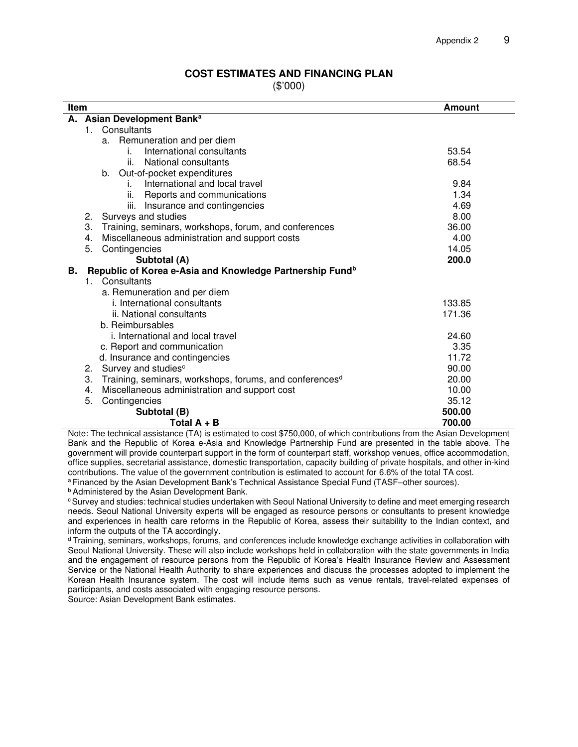## COST ESTIMATES AND FINANCING PLAN

($'000)

| Item | Amount |
|---|---|
| **A. Asian Development Bank**[a] | |
| 1. Consultants | |
| a. Remuneration and per diem | |
| i. International consultants | 53.54 |
| ii. National consultants | 68.54 |
| b. Out-of-pocket expenditures | |
| i. International and local travel | 9.84 |
| ii. Reports and communications | 1.34 |
| iii. Insurance and contingencies | 4.69 |
| 2. Surveys and studies | 8.00 |
| 3. Training, seminars, workshops, forum, and conferences | 36.00 |
| 4. Miscellaneous administration and support costs | 4.00 |
| 5. Contingencies | 14.05 |
| **Subtotal (A)** | **200.0** |
| **B. Republic of Korea e-Asia and Knowledge Partnership Fund**[b] | |
| 1. Consultants | |
| a. Remuneration and per diem | |
| i. International consultants | 133.85 |
| ii. National consultants | 171.36 |
| b. Reimbursables | |
| i. International and local travel | 24.60 |
| c. Report and communication | 3.35 |
| d. Insurance and contingencies | 11.72 |
| 2. Survey and studies[c] | 90.00 |
| 3. Training, seminars, workshops, forums, and conferences[d] | 20.00 |
| 4. Miscellaneous administration and support cost | 10.00 |
| 5. Contingencies | 35.12 |
| **Subtotal (B)** | **500.00** |
| **Total A + B** | **700.00** |

Note: The technical assistance (TA) is estimated to cost $750,000, of which contributions from the Asian Development Bank and the Republic of Korea e-Asia and Knowledge Partnership Fund are presented in the table above. The government will provide counterpart support in the form of counterpart staff, workshop venues, office accommodation, office supplies, secretarial assistance, domestic transportation, capacity building of private hospitals, and other in-kind contributions. The value of the government contribution is estimated to account for 6.6% of the total TA cost.

[a] Financed by the Asian Development Bank's Technical Assistance Special Fund (TASF–other sources).

[b] Administered by the Asian Development Bank.

[c] Survey and studies: technical studies undertaken with Seoul National University to define and meet emerging research needs. Seoul National University experts will be engaged as resource persons or consultants to present knowledge and experiences in health care reforms in the Republic of Korea, assess their suitability to the Indian context, and inform the outputs of the TA accordingly.

[d] Training, seminars, workshops, forums, and conferences include knowledge exchange activities in collaboration with Seoul National University. These will also include workshops held in collaboration with the state governments in India and the engagement of resource persons from the Republic of Korea's Health Insurance Review and Assessment Service or the National Health Authority to share experiences and discuss the processes adopted to implement the Korean Health Insurance system. The cost will include items such as venue rentals, travel-related expenses of participants, and costs associated with engaging resource persons.

Source: Asian Development Bank estimates.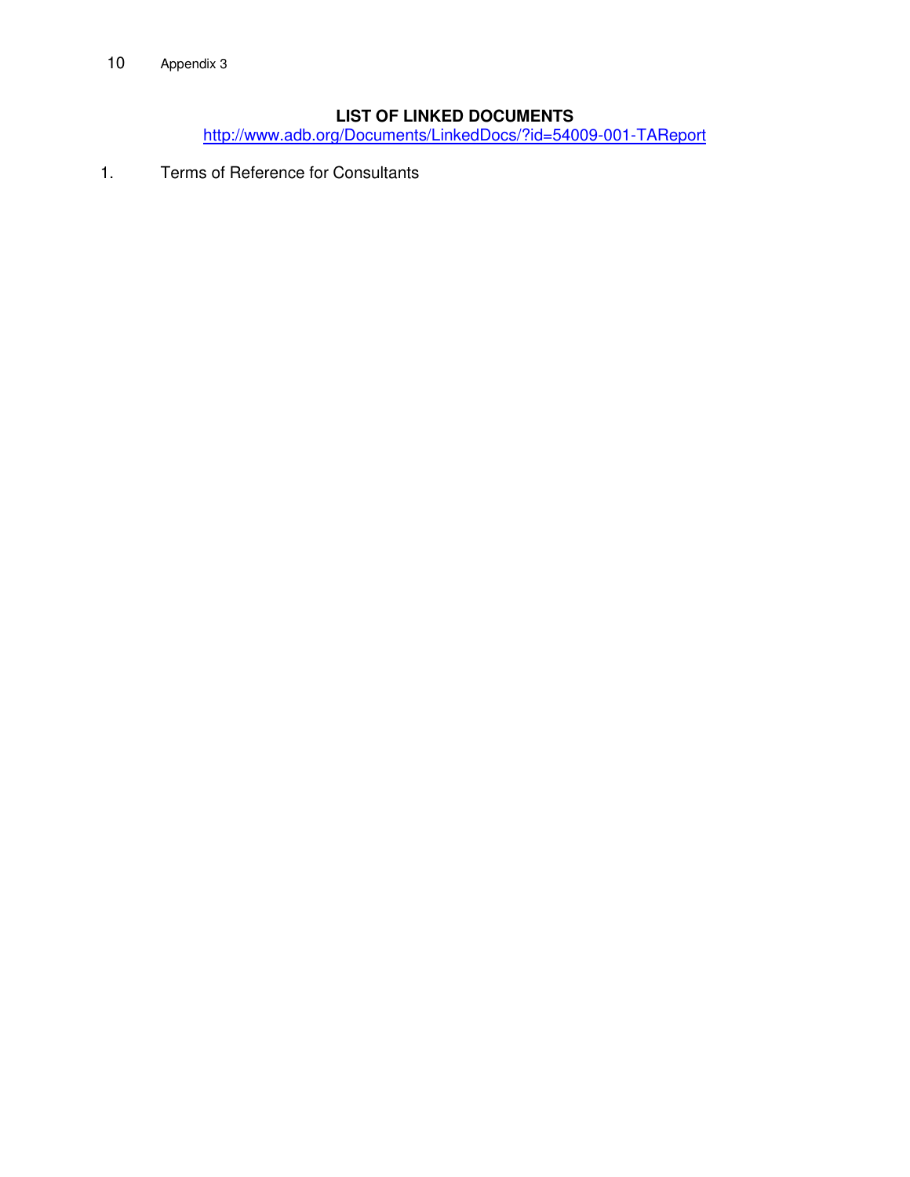# LIST OF LINKED DOCUMENTS

http://www.adb.org/Documents/LinkedDocs/?id=54009-001-TAReport

1. Terms of Reference for Consultants